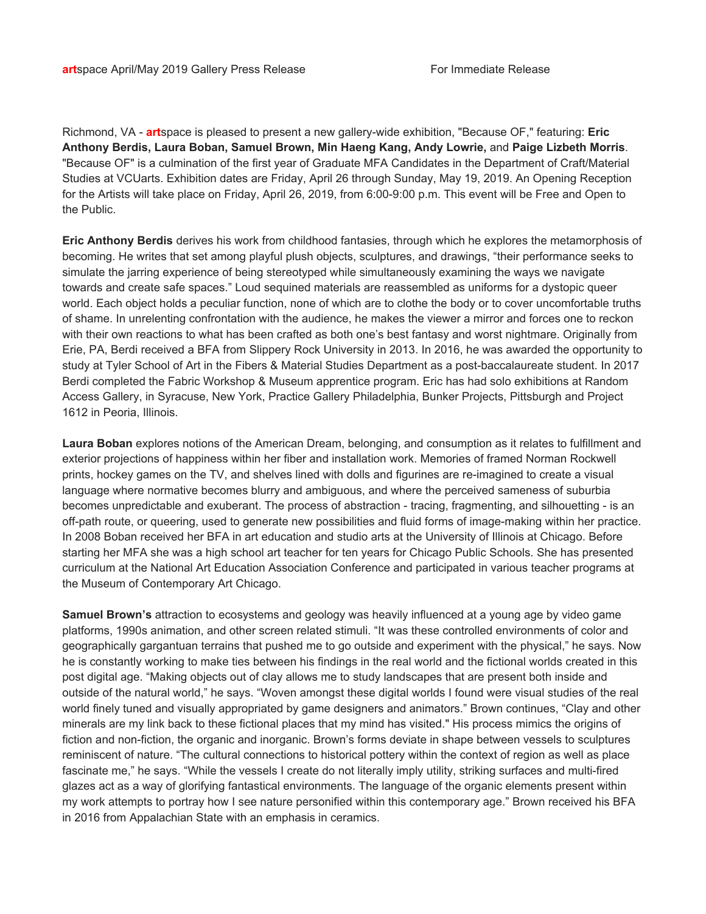**art**space April/May 2019 Gallery Press Release For Immediate Release

Richmond, VA - **art**space is pleased to present a new gallery-wide exhibition, "Because OF," featuring: **Eric Anthony Berdis, Laura Boban, Samuel Brown, Min Haeng Kang, Andy Lowrie,** and **Paige Lizbeth Morris**. "Because OF" is a culmination of the first year of Graduate MFA Candidates in the Department of Craft/Material Studies at VCUarts. Exhibition dates are Friday, April 26 through Sunday, May 19, 2019. An Opening Reception for the Artists will take place on Friday, April 26, 2019, from 6:00-9:00 p.m. This event will be Free and Open to the Public.

**Eric Anthony Berdis** derives his work from childhood fantasies, through which he explores the metamorphosis of becoming. He writes that set among playful plush objects, sculptures, and drawings, "their performance seeks to simulate the jarring experience of being stereotyped while simultaneously examining the ways we navigate towards and create safe spaces." Loud sequined materials are reassembled as uniforms for a dystopic queer world. Each object holds a peculiar function, none of which are to clothe the body or to cover uncomfortable truths of shame. In unrelenting confrontation with the audience, he makes the viewer a mirror and forces one to reckon with their own reactions to what has been crafted as both one's best fantasy and worst nightmare. Originally from Erie, PA, Berdi received a BFA from Slippery Rock University in 2013. In 2016, he was awarded the opportunity to study at Tyler School of Art in the Fibers & Material Studies Department as a post-baccalaureate student. In 2017 Berdi completed the Fabric Workshop & Museum apprentice program. Eric has had solo exhibitions at Random Access Gallery, in Syracuse, New York, Practice Gallery Philadelphia, Bunker Projects, Pittsburgh and Project 1612 in Peoria, Illinois.

**Laura Boban** explores notions of the American Dream, belonging, and consumption as it relates to fulfillment and exterior projections of happiness within her fiber and installation work. Memories of framed Norman Rockwell prints, hockey games on the TV, and shelves lined with dolls and figurines are re-imagined to create a visual language where normative becomes blurry and ambiguous, and where the perceived sameness of suburbia becomes unpredictable and exuberant. The process of abstraction - tracing, fragmenting, and silhouetting - is an off-path route, or queering, used to generate new possibilities and fluid forms of image-making within her practice. In 2008 Boban received her BFA in art education and studio arts at the University of Illinois at Chicago. Before starting her MFA she was a high school art teacher for ten years for Chicago Public Schools. She has presented curriculum at the National Art Education Association Conference and participated in various teacher programs at the Museum of Contemporary Art Chicago.

**Samuel Brown's** attraction to ecosystems and geology was heavily influenced at a young age by video game platforms, 1990s animation, and other screen related stimuli. "It was these controlled environments of color and geographically gargantuan terrains that pushed me to go outside and experiment with the physical," he says. Now he is constantly working to make ties between his findings in the real world and the fictional worlds created in this post digital age. "Making objects out of clay allows me to study landscapes that are present both inside and outside of the natural world," he says. "Woven amongst these digital worlds I found were visual studies of the real world finely tuned and visually appropriated by game designers and animators." Brown continues, "Clay and other minerals are my link back to these fictional places that my mind has visited." His process mimics the origins of fiction and non-fiction, the organic and inorganic. Brown's forms deviate in shape between vessels to sculptures reminiscent of nature. "The cultural connections to historical pottery within the context of region as well as place fascinate me," he says. "While the vessels I create do not literally imply utility, striking surfaces and multi-fired glazes act as a way of glorifying fantastical environments. The language of the organic elements present within my work attempts to portray how I see nature personified within this contemporary age." Brown received his BFA in 2016 from Appalachian State with an emphasis in ceramics.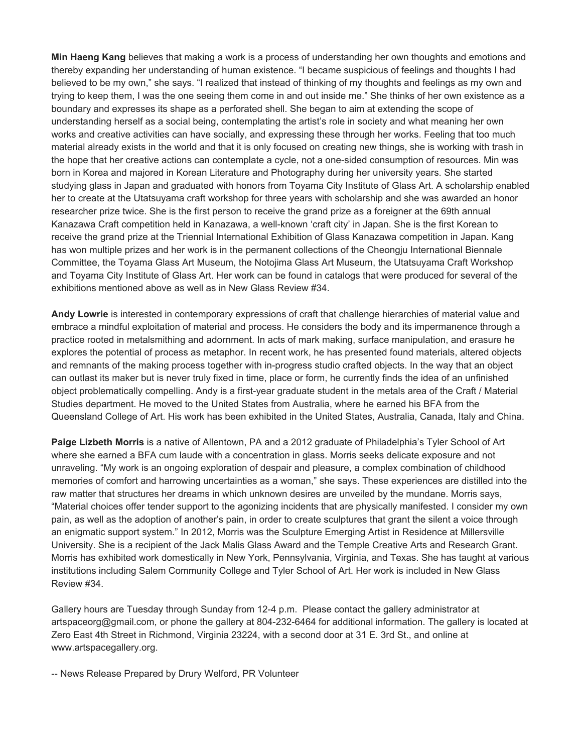**Min Haeng Kang** believes that making a work is a process of understanding her own thoughts and emotions and thereby expanding her understanding of human existence. “I became suspicious of feelings and thoughts I had believed to be my own,” she says. “I realized that instead of thinking of my thoughts and feelings as my own and trying to keep them, I was the one seeing them come in and out inside me.” She thinks of her own existence as a boundary and expresses its shape as a perforated shell. She began to aim at extending the scope of understanding herself as a social being, contemplating the artist’s role in society and what meaning her own works and creative activities can have socially, and expressing these through her works. Feeling that too much material already exists in the world and that it is only focused on creating new things, she is working with trash in the hope that her creative actions can contemplate a cycle, not a one-sided consumption of resources. Min was born in Korea and majored in Korean Literature and Photography during her university years. She started studying glass in Japan and graduated with honors from Toyama City Institute of Glass Art. A scholarship enabled her to create at the Utatsuyama craft workshop for three years with scholarship and she was awarded an honor researcher prize twice. She is the first person to receive the grand prize as a foreigner at the 69th annual Kanazawa Craft competition held in Kanazawa, a well-known ‘craft city’ in Japan. She is the first Korean to receive the grand prize at the Triennial International Exhibition of Glass Kanazawa competition in Japan. Kang has won multiple prizes and her work is in the permanent collections of the Cheongju International Biennale Committee, the Toyama Glass Art Museum, the Notojima Glass Art Museum, the Utatsuyama Craft Workshop and Toyama City Institute of Glass Art. Her work can be found in catalogs that were produced for several of the exhibitions mentioned above as well as in New Glass Review #34.

**Andy Lowrie** is interested in contemporary expressions of craft that challenge hierarchies of material value and embrace a mindful exploitation of material and process. He considers the body and its impermanence through a practice rooted in metalsmithing and adornment. In acts of mark making, surface manipulation, and erasure he explores the potential of process as metaphor. In recent work, he has presented found materials, altered objects and remnants of the making process together with in-progress studio crafted objects. In the way that an object can outlast its maker but is never truly fixed in time, place or form, he currently finds the idea of an unfinished object problematically compelling. Andy is a first-year graduate student in the metals area of the Craft / Material Studies department. He moved to the United States from Australia, where he earned his BFA from the Queensland College of Art. His work has been exhibited in the United States, Australia, Canada, Italy and China.

**Paige Lizbeth Morris** is a native of Allentown, PA and a 2012 graduate of Philadelphia’s Tyler School of Art where she earned a BFA cum laude with a concentration in glass. Morris seeks delicate exposure and not unraveling. “My work is an ongoing exploration of despair and pleasure, a complex combination of childhood memories of comfort and harrowing uncertainties as a woman,” she says. These experiences are distilled into the raw matter that structures her dreams in which unknown desires are unveiled by the mundane. Morris says, “Material choices offer tender support to the agonizing incidents that are physically manifested. I consider my own pain, as well as the adoption of another’s pain, in order to create sculptures that grant the silent a voice through an enigmatic support system.” In 2012, Morris was the Sculpture Emerging Artist in Residence at Millersville University. She is a recipient of the Jack Malis Glass Award and the Temple Creative Arts and Research Grant. Morris has exhibited work domestically in New York, Pennsylvania, Virginia, and Texas. She has taught at various institutions including Salem Community College and Tyler School of Art. Her work is included in New Glass Review #34.

Gallery hours are Tuesday through Sunday from 12-4 p.m. Please contact the gallery administrator at artspaceorg@gmail.com, or phone the gallery at 804-232-6464 for additional information. The gallery is located at Zero East 4th Street in Richmond, Virginia 23224, with a second door at 31 E. 3rd St., and online at www.artspacegallery.org.

-- News Release Prepared by Drury Welford, PR Volunteer